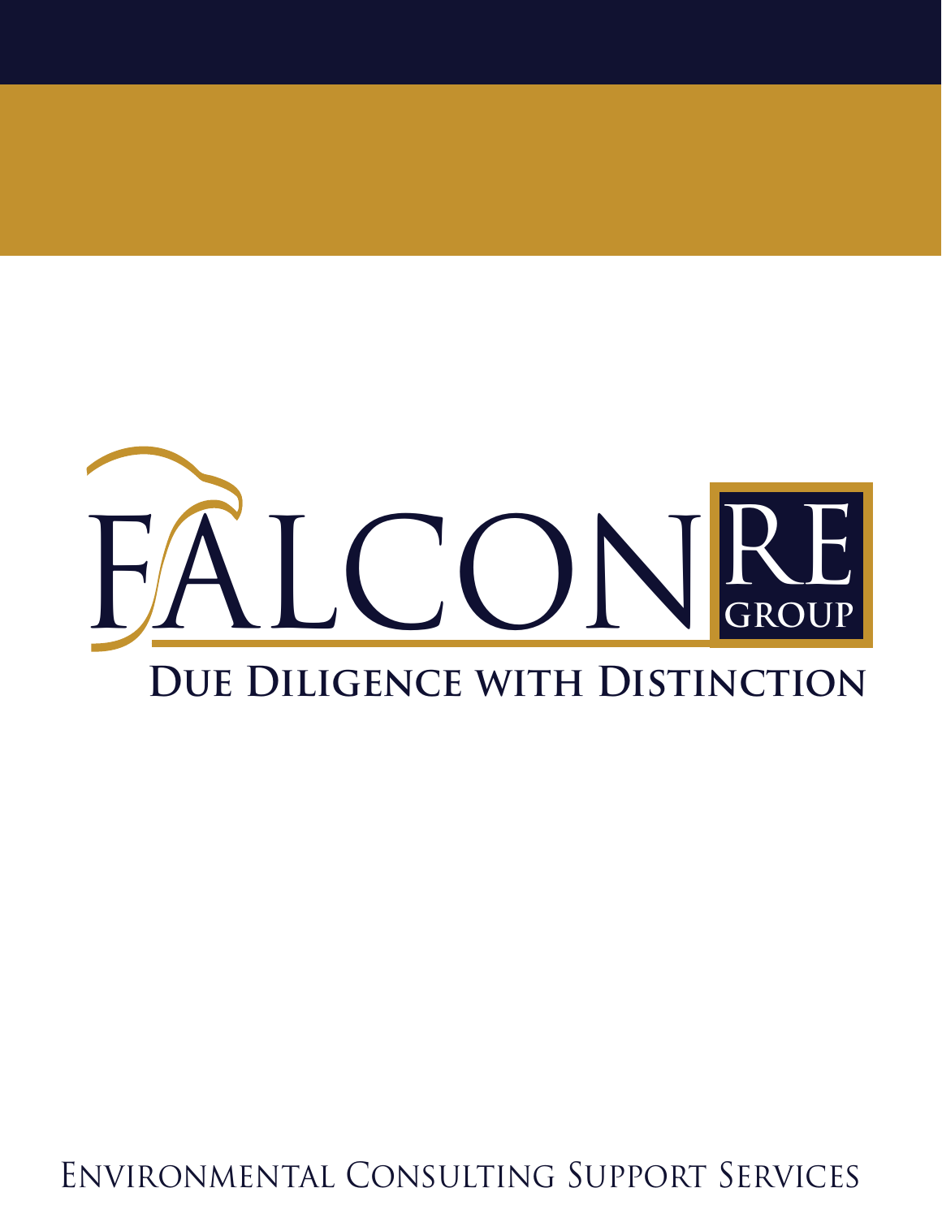# FALCON RE GROUP

**Due Diligence with Distinction**

Environmental Consulting Support Services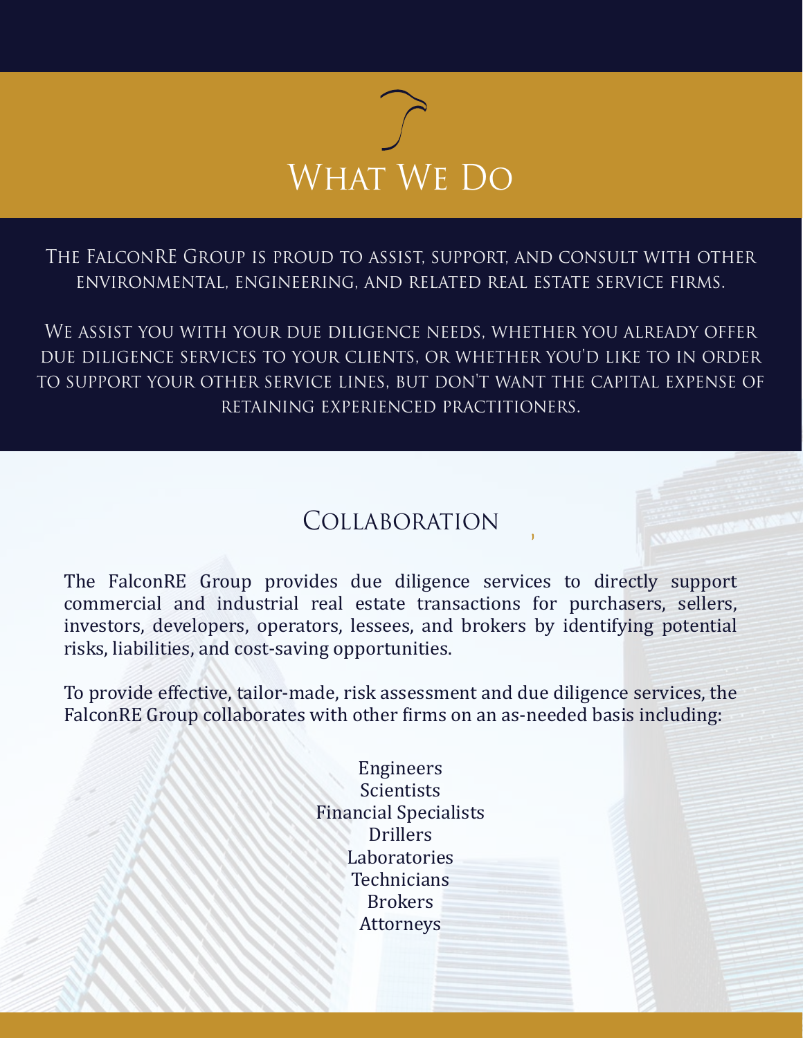# What We Do

The FalconRE Group is proud to assist, support, and consult with other environmental, engineering, and related real estate service firms.

We assist you with your due diligence needs, whether you already offer due diligence services to your clients, or whether you'd like to in order to support your other service lines, but don't want the capital expense of retaining experienced practitioners.

## Collaboration

The FalconRE Group provides due diligence services to directly support commercial and industrial real estate transactions for purchasers, sellers, investors, developers, operators, lessees, and brokers by identifying potential risks, liabilities, and cost-saving opportunities.

To provide effective, tailor-made, risk assessment and due diligence services, the FalconRE Group collaborates with other firms on an as-needed basis including:

Engineers
Scientists
Financial Specialists
Drillers
Laboratories
Technicians
Brokers
Attorneys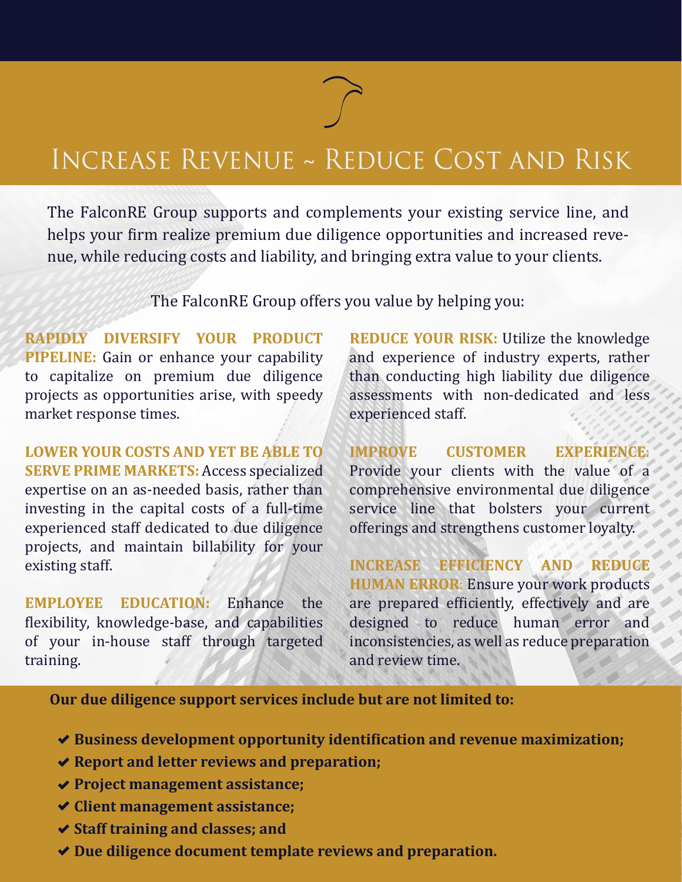# Increase Revenue ~ Reduce Cost and Risk

The FalconRE Group supports and complements your existing service line, and helps your firm realize premium due diligence opportunities and increased revenue, while reducing costs and liability, and bringing extra value to your clients.

The FalconRE Group offers you value by helping you:

**RAPIDLY DIVERSIFY YOUR PRODUCT PIPELINE:** Gain or enhance your capability to capitalize on premium due diligence projects as opportunities arise, with speedy market response times.

**LOWER YOUR COSTS AND YET BE ABLE TO SERVE PRIME MARKETS:** Access specialized expertise on an as-needed basis, rather than investing in the capital costs of a full-time experienced staff dedicated to due diligence projects, and maintain billability for your existing staff.

**EMPLOYEE EDUCATION:** Enhance the flexibility, knowledge-base, and capabilities of your in-house staff through targeted training.

**REDUCE YOUR RISK:** Utilize the knowledge and experience of industry experts, rather than conducting high liability due diligence assessments with non-dedicated and less experienced staff.

**IMPROVE CUSTOMER EXPERIENCE:** Provide your clients with the value of a comprehensive environmental due diligence service line that bolsters your current offerings and strengthens customer loyalty.

**INCREASE EFFICIENCY AND REDUCE HUMAN ERROR:** Ensure your work products are prepared efficiently, effectively and are designed to reduce human error and inconsistencies, as well as reduce preparation and review time.

**Our due diligence support services include but are not limited to:**

- ✔ **Business development opportunity identification and revenue maximization;**
- ✔ **Report and letter reviews and preparation;**
- ✔ **Project management assistance;**
- ✔ **Client management assistance;**
- ✔ **Staff training and classes; and**
- ✔ **Due diligence document template reviews and preparation.**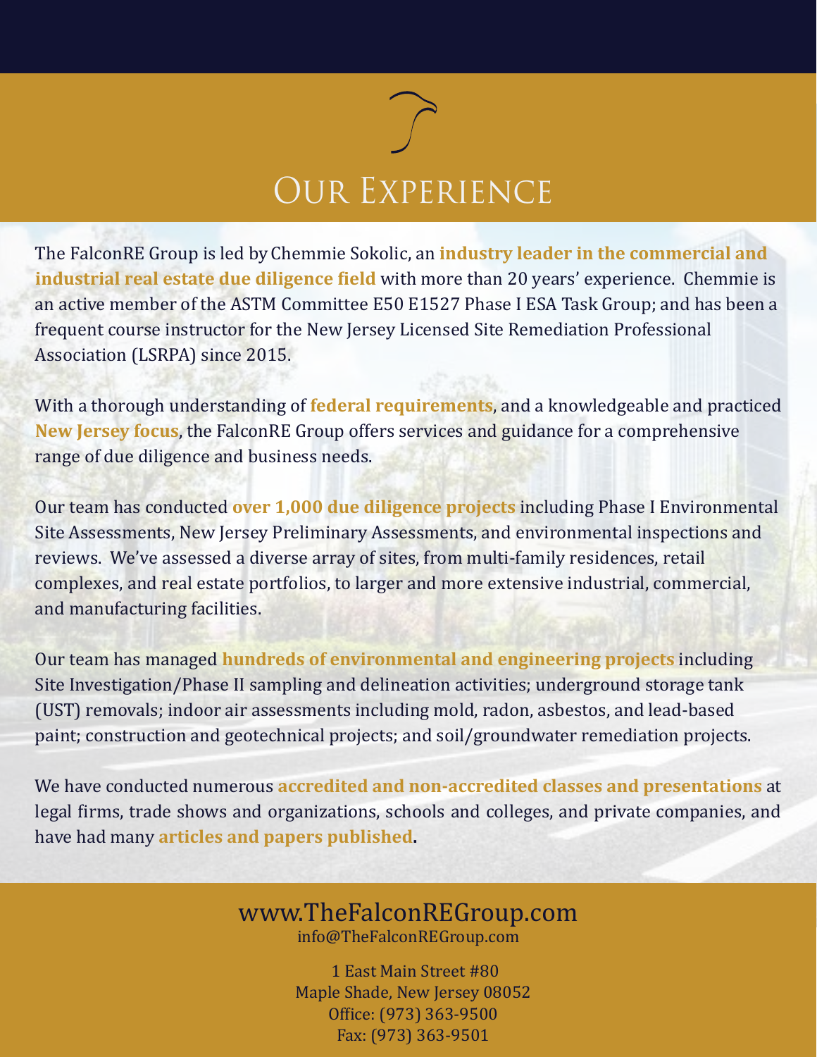# Our Experience

The FalconRE Group is led by Chemmie Sokolic, an **industry leader in the commercial and industrial real estate due diligence field** with more than 20 years' experience. Chemmie is an active member of the ASTM Committee E50 E1527 Phase I ESA Task Group; and has been a frequent course instructor for the New Jersey Licensed Site Remediation Professional Association (LSRPA) since 2015.

With a thorough understanding of **federal requirements**, and a knowledgeable and practiced **New Jersey focus**, the FalconRE Group offers services and guidance for a comprehensive range of due diligence and business needs.

Our team has conducted **over 1,000 due diligence projects** including Phase I Environmental Site Assessments, New Jersey Preliminary Assessments, and environmental inspections and reviews. We've assessed a diverse array of sites, from multi-family residences, retail complexes, and real estate portfolios, to larger and more extensive industrial, commercial, and manufacturing facilities.

Our team has managed **hundreds of environmental and engineering projects** including Site Investigation/Phase II sampling and delineation activities; underground storage tank (UST) removals; indoor air assessments including mold, radon, asbestos, and lead-based paint; construction and geotechnical projects; and soil/groundwater remediation projects.

We have conducted numerous **accredited and non-accredited classes and presentations** at legal firms, trade shows and organizations, schools and colleges, and private companies, and have had many **articles and papers published.**

www.TheFalconREGroup.com
info@TheFalconREGroup.com

1 East Main Street #80
Maple Shade, New Jersey 08052
Office: (973) 363-9500
Fax: (973) 363-9501